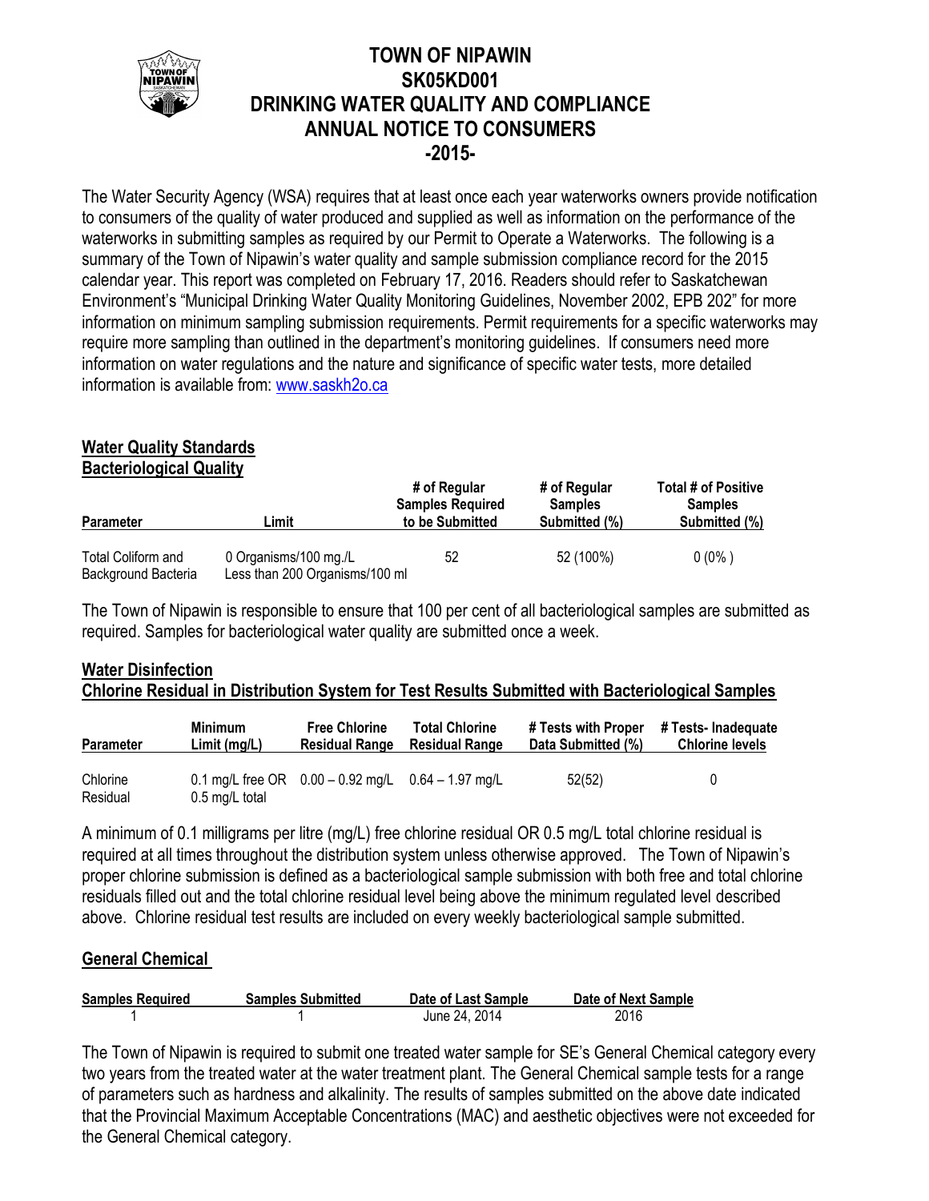# TOWN OF NIPAWIN
# SK05KD001
# DRINKING WATER QUALITY AND COMPLIANCE
# ANNUAL NOTICE TO CONSUMERS
# -2015-

The Water Security Agency (WSA) requires that at least once each year waterworks owners provide notification to consumers of the quality of water produced and supplied as well as information on the performance of the waterworks in submitting samples as required by our Permit to Operate a Waterworks. The following is a summary of the Town of Nipawin's water quality and sample submission compliance record for the 2015 calendar year. This report was completed on February 17, 2016. Readers should refer to Saskatchewan Environment's "Municipal Drinking Water Quality Monitoring Guidelines, November 2002, EPB 202" for more information on minimum sampling submission requirements. Permit requirements for a specific waterworks may require more sampling than outlined in the department's monitoring guidelines. If consumers need more information on water regulations and the nature and significance of specific water tests, more detailed information is available from: www.saskh2o.ca

## Water Quality Standards
## Bacteriological Quality

| Parameter | Limit | # of Regular Samples Required to be Submitted | # of Regular Samples Submitted (%) | Total # of Positive Samples Submitted (%) |
|---|---|---|---|---|
| Total Coliform and Background Bacteria | 0 Organisms/100 mg./L Less than 200 Organisms/100 ml | 52 | 52 (100%) | 0 (0% ) |

The Town of Nipawin is responsible to ensure that 100 per cent of all bacteriological samples are submitted as required. Samples for bacteriological water quality are submitted once a week.

## Water Disinfection
## Chlorine Residual in Distribution System for Test Results Submitted with Bacteriological Samples

| Parameter | Minimum Limit (mg/L) | Free Chlorine Residual Range | Total Chlorine Residual Range | # Tests with Proper Data Submitted (%) | # Tests- Inadequate Chlorine levels |
|---|---|---|---|---|---|
| Chlorine Residual | 0.1 mg/L free OR 0.5 mg/L total | 0.00 – 0.92 mg/L | 0.64 – 1.97 mg/L | 52(52) | 0 |

A minimum of 0.1 milligrams per litre (mg/L) free chlorine residual OR 0.5 mg/L total chlorine residual is required at all times throughout the distribution system unless otherwise approved. The Town of Nipawin's proper chlorine submission is defined as a bacteriological sample submission with both free and total chlorine residuals filled out and the total chlorine residual level being above the minimum regulated level described above. Chlorine residual test results are included on every weekly bacteriological sample submitted.

## General Chemical

| Samples Required | Samples Submitted | Date of Last Sample | Date of Next Sample |
|---|---|---|---|
| 1 | 1 | June 24, 2014 | 2016 |

The Town of Nipawin is required to submit one treated water sample for SE's General Chemical category every two years from the treated water at the water treatment plant. The General Chemical sample tests for a range of parameters such as hardness and alkalinity. The results of samples submitted on the above date indicated that the Provincial Maximum Acceptable Concentrations (MAC) and aesthetic objectives were not exceeded for the General Chemical category.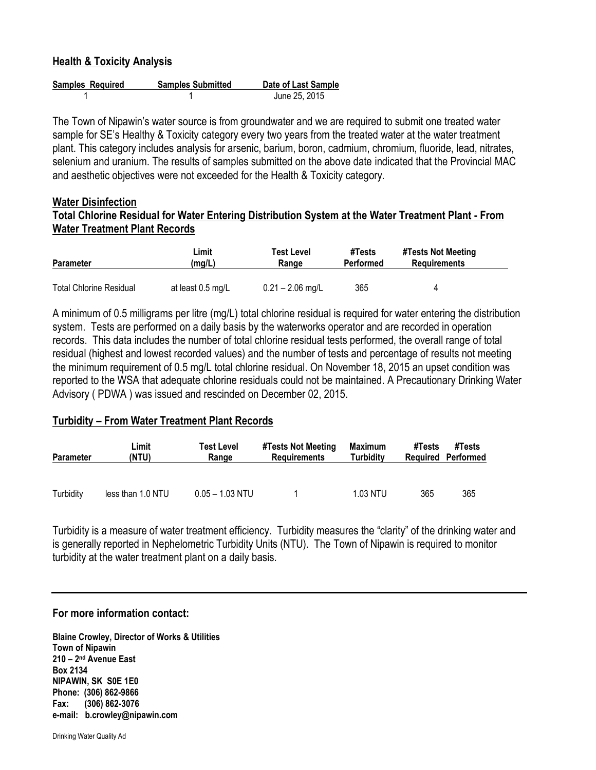## Health & Toxicity Analysis

| Samples Required | Samples Submitted | Date of Last Sample |
|---|---|---|
| 1 | 1 | June 25, 2015 |

The Town of Nipawin's water source is from groundwater and we are required to submit one treated water sample for SE's Healthy & Toxicity category every two years from the treated water at the water treatment plant. This category includes analysis for arsenic, barium, boron, cadmium, chromium, fluoride, lead, nitrates, selenium and uranium. The results of samples submitted on the above date indicated that the Provincial MAC and aesthetic objectives were not exceeded for the Health & Toxicity category.

## Water Disinfection

## Total Chlorine Residual for Water Entering Distribution System at the Water Treatment Plant - From Water Treatment Plant Records

| Parameter | Limit (mg/L) | Test Level Range | #Tests Performed | #Tests Not Meeting Requirements |
|---|---|---|---|---|
| Total Chlorine Residual | at least 0.5 mg/L | 0.21 – 2.06 mg/L | 365 | 4 |

A minimum of 0.5 milligrams per litre (mg/L) total chlorine residual is required for water entering the distribution system. Tests are performed on a daily basis by the waterworks operator and are recorded in operation records. This data includes the number of total chlorine residual tests performed, the overall range of total residual (highest and lowest recorded values) and the number of tests and percentage of results not meeting the minimum requirement of 0.5 mg/L total chlorine residual. On November 18, 2015 an upset condition was reported to the WSA that adequate chlorine residuals could not be maintained. A Precautionary Drinking Water Advisory ( PDWA ) was issued and rescinded on December 02, 2015.

## Turbidity – From Water Treatment Plant Records

| Parameter | Limit (NTU) | Test Level Range | #Tests Not Meeting Requirements | Maximum Turbidity | #Tests Required | #Tests Performed |
|---|---|---|---|---|---|---|
| Turbidity | less than 1.0 NTU | 0.05 – 1.03 NTU | 1 | 1.03 NTU | 365 | 365 |

Turbidity is a measure of water treatment efficiency. Turbidity measures the "clarity" of the drinking water and is generally reported in Nephelometric Turbidity Units (NTU). The Town of Nipawin is required to monitor turbidity at the water treatment plant on a daily basis.

---

### For more information contact:

**Blaine Crowley, Director of Works & Utilities**
**Town of Nipawin**
**210 – 2nd Avenue East**
**Box 2134**
**NIPAWIN, SK S0E 1E0**
**Phone: (306) 862-9866**
**Fax: (306) 862-3076**
**e-mail: b.crowley@nipawin.com**

Drinking Water Quality Ad